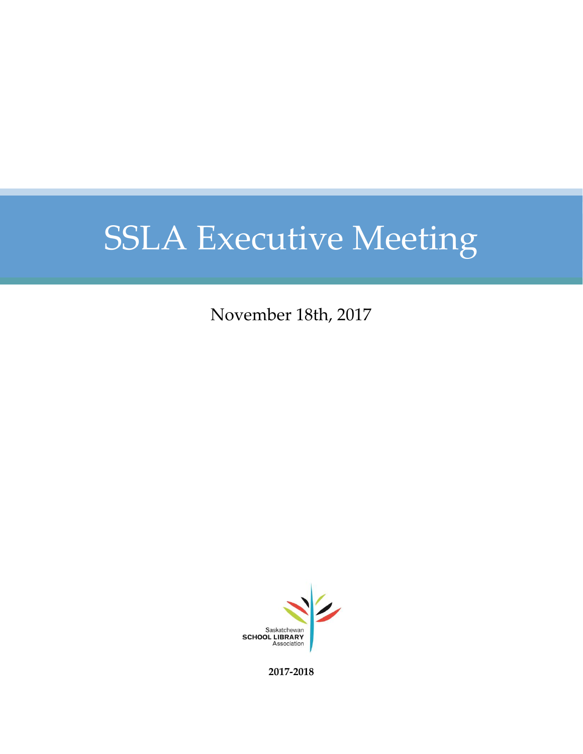# SSLA Executive Meeting

November 18th, 2017

Saskatchewan
SCHOOL LIBRARY
Association

**2017-2018**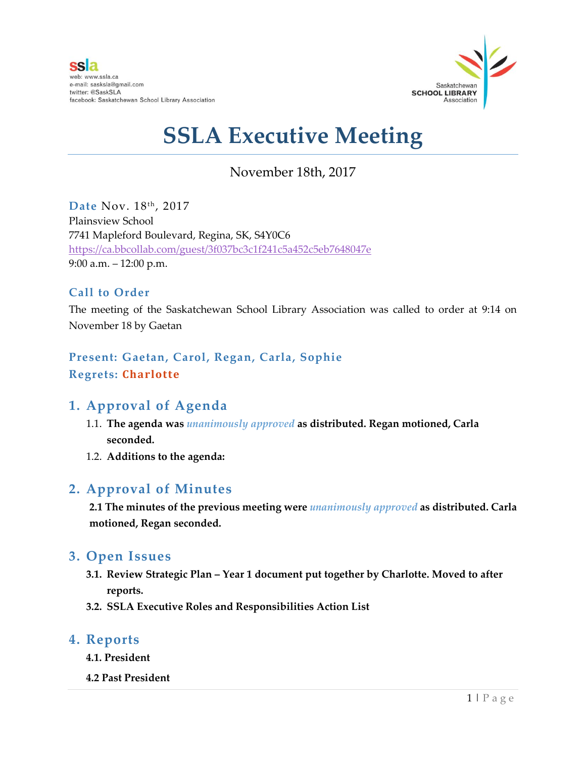ssla
web: www.ssla.ca
e-mail: sasksla@gmail.com
twitter: @SaskSLA
facebook: Saskatchewan School Library Association

Saskatchewan **SCHOOL LIBRARY** Association

# SSLA Executive Meeting

November 18th, 2017

**Date** Nov. 18th, 2017
Plainsview School
7741 Mapleford Boulevard, Regina, SK, S4Y0C6
https://ca.bbcollab.com/guest/3f037bc3c1f241c5a452c5eb7648047e
9:00 a.m. – 12:00 p.m.

## Call to Order

The meeting of the Saskatchewan School Library Association was called to order at 9:14 on November 18 by Gaetan

**Present: Gaetan, Carol, Regan, Carla, Sophie**
**Regrets: Charlotte**

## 1. Approval of Agenda

1.1. **The agenda was *unanimously approved* as distributed. Regan motioned, Carla seconded.**

1.2. **Additions to the agenda:**

## 2. Approval of Minutes

**2.1 The minutes of the previous meeting were *unanimously approved* as distributed. Carla motioned, Regan seconded.**

## 3. Open Issues

3.1. **Review Strategic Plan – Year 1 document put together by Charlotte. Moved to after reports.**

3.2. **SSLA Executive Roles and Responsibilities Action List**

## 4. Reports

**4.1. President**

**4.2 Past President**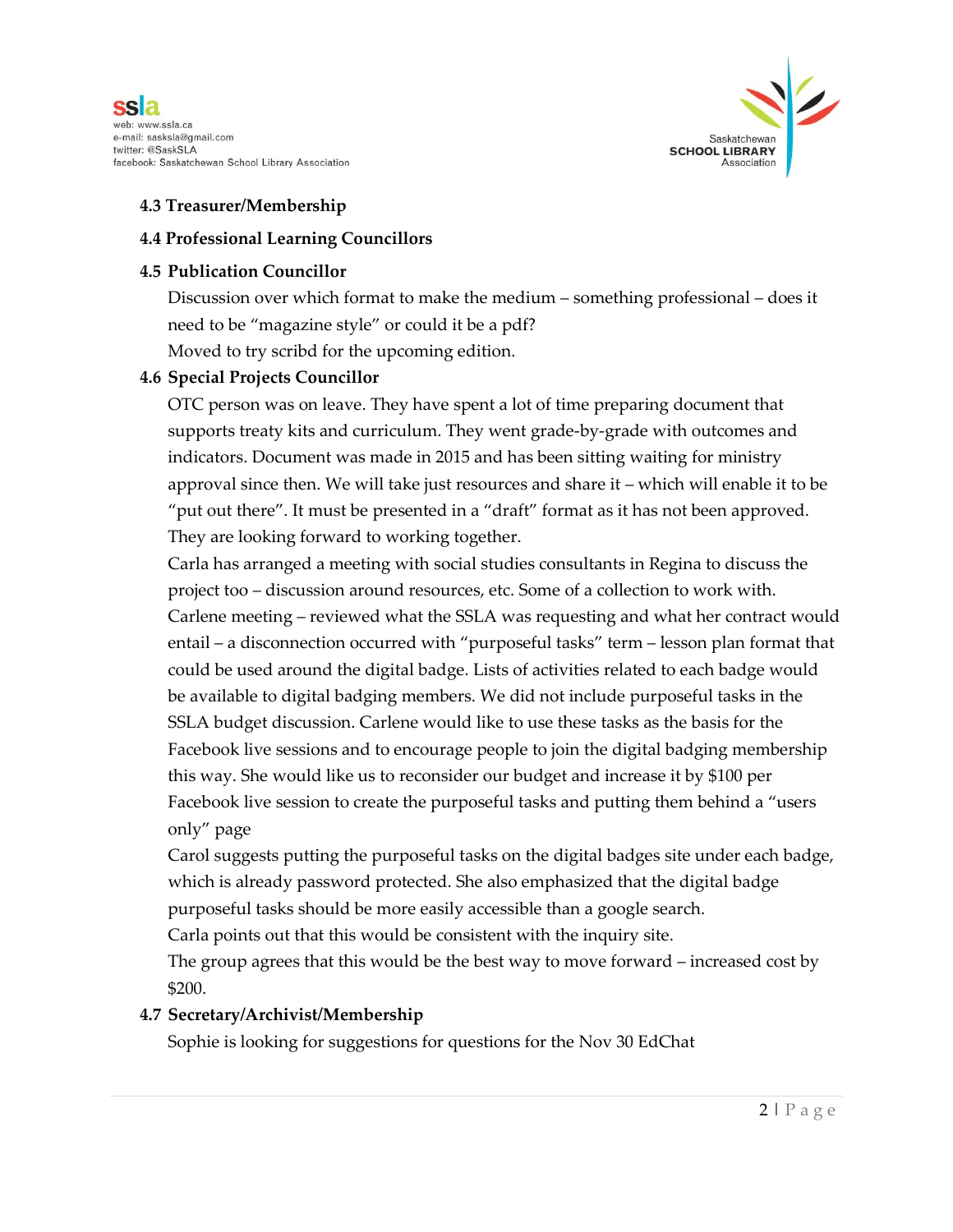### 4.3 Treasurer/Membership

### 4.4 Professional Learning Councillors

### 4.5 Publication Councillor

Discussion over which format to make the medium – something professional – does it need to be "magazine style" or could it be a pdf?

Moved to try scribd for the upcoming edition.

### 4.6 Special Projects Councillor

OTC person was on leave. They have spent a lot of time preparing document that supports treaty kits and curriculum. They went grade-by-grade with outcomes and indicators. Document was made in 2015 and has been sitting waiting for ministry approval since then. We will take just resources and share it – which will enable it to be "put out there". It must be presented in a "draft" format as it has not been approved. They are looking forward to working together.

Carla has arranged a meeting with social studies consultants in Regina to discuss the project too – discussion around resources, etc. Some of a collection to work with.

Carlene meeting – reviewed what the SSLA was requesting and what her contract would entail – a disconnection occurred with "purposeful tasks" term – lesson plan format that could be used around the digital badge. Lists of activities related to each badge would be available to digital badging members. We did not include purposeful tasks in the SSLA budget discussion. Carlene would like to use these tasks as the basis for the Facebook live sessions and to encourage people to join the digital badging membership this way. She would like us to reconsider our budget and increase it by $100 per Facebook live session to create the purposeful tasks and putting them behind a "users only" page

Carol suggests putting the purposeful tasks on the digital badges site under each badge, which is already password protected. She also emphasized that the digital badge purposeful tasks should be more easily accessible than a google search.

Carla points out that this would be consistent with the inquiry site.

The group agrees that this would be the best way to move forward – increased cost by $200.

### 4.7 Secretary/Archivist/Membership

Sophie is looking for suggestions for questions for the Nov 30 EdChat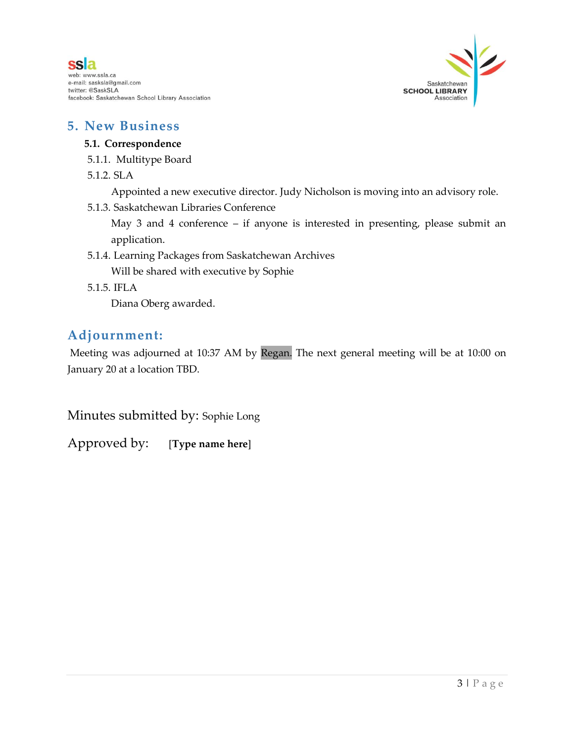## 5. New Business

### 5.1. Correspondence

5.1.1. Multitype Board

5.1.2. SLA

Appointed a new executive director. Judy Nicholson is moving into an advisory role.

5.1.3. Saskatchewan Libraries Conference

May 3 and 4 conference – if anyone is interested in presenting, please submit an application.

5.1.4. Learning Packages from Saskatchewan Archives

Will be shared with executive by Sophie

5.1.5. IFLA

Diana Oberg awarded.

## Adjournment:

Meeting was adjourned at 10:37 AM by Regan. The next general meeting will be at 10:00 on January 20 at a location TBD.

Minutes submitted by: Sophie Long

Approved by: **[Type name here]**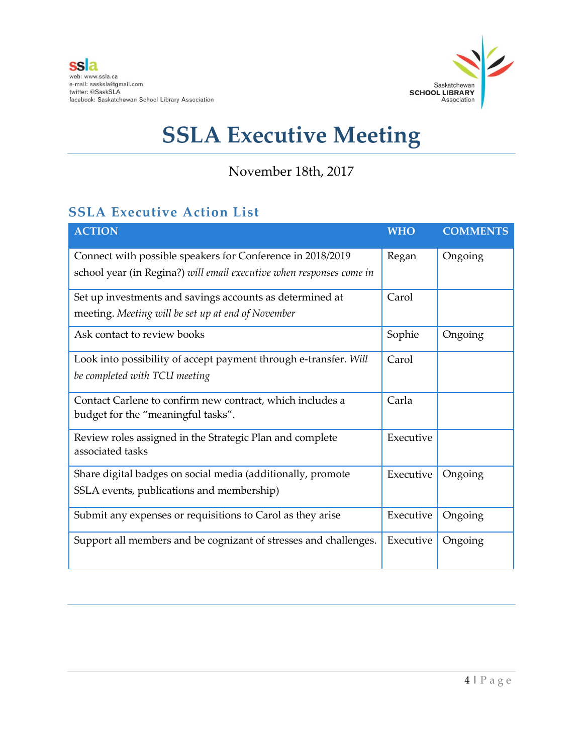ssla
web: www.ssla.ca
e-mail: sasksla@gmail.com
twitter: @SaskSLA
facebook: Saskatchewan School Library Association

Saskatchewan **SCHOOL LIBRARY** Association

# SSLA Executive Meeting

November 18th, 2017

## SSLA Executive Action List

| ACTION | WHO | COMMENTS |
|---|---|---|
| Connect with possible speakers for Conference in 2018/2019 school year (in Regina?) *will email executive when responses come in* | Regan | Ongoing |
| Set up investments and savings accounts as determined at meeting. *Meeting will be set up at end of November* | Carol | |
| Ask contact to review books | Sophie | Ongoing |
| Look into possibility of accept payment through e-transfer. *Will be completed with TCU meeting* | Carol | |
| Contact Carlene to confirm new contract, which includes a budget for the "meaningful tasks". | Carla | |
| Review roles assigned in the Strategic Plan and complete associated tasks | Executive | |
| Share digital badges on social media (additionally, promote SSLA events, publications and membership) | Executive | Ongoing |
| Submit any expenses or requisitions to Carol as they arise | Executive | Ongoing |
| Support all members and be cognizant of stresses and challenges. | Executive | Ongoing |